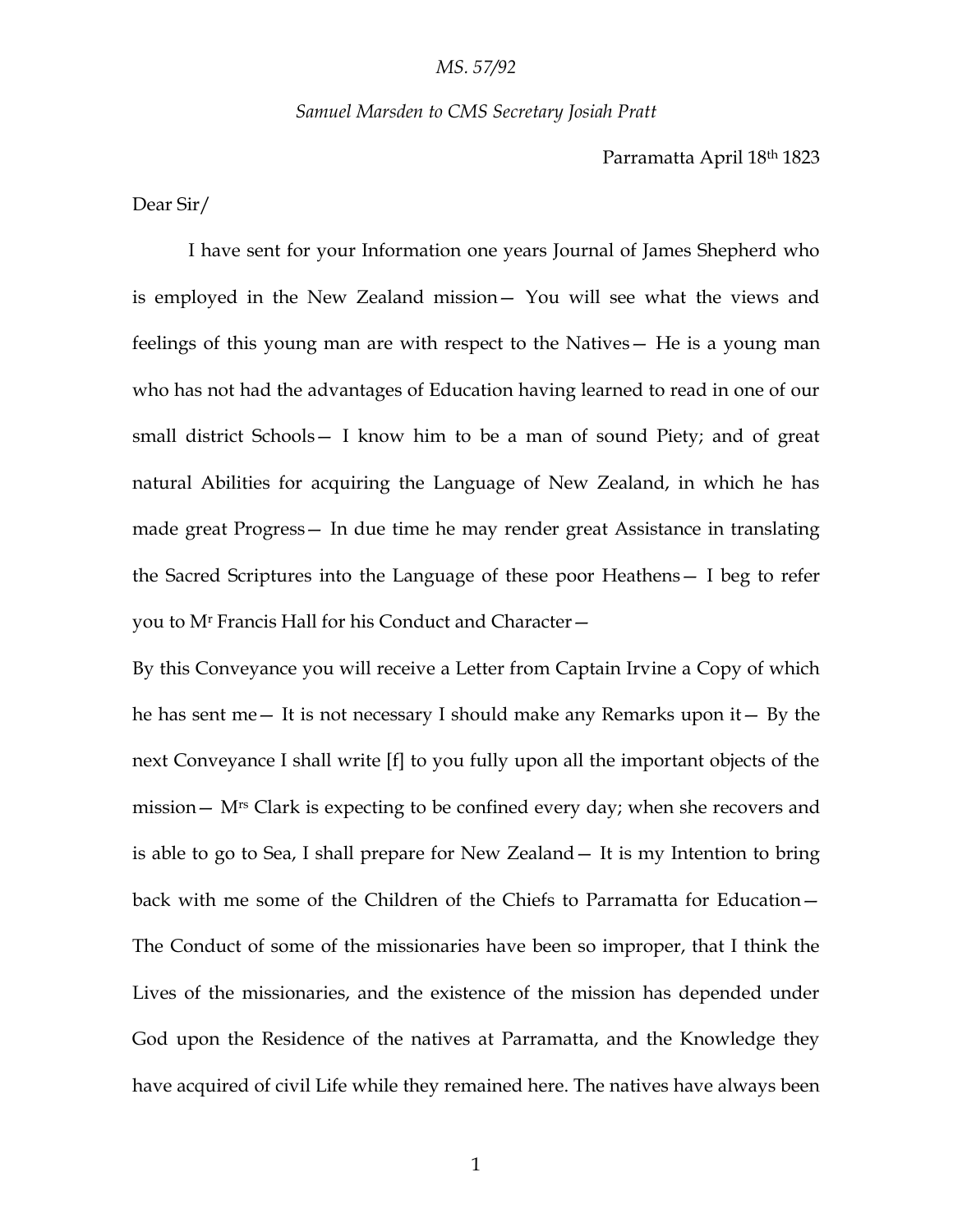*MS. 57/92*

*Samuel Marsden to CMS Secretary Josiah Pratt*

Parramatta April 18th 1823

Dear Sir/

I have sent for your Information one years Journal of James Shepherd who is employed in the New Zealand mission— You will see what the views and feelings of this young man are with respect to the Natives— He is a young man who has not had the advantages of Education having learned to read in one of our small district Schools— I know him to be a man of sound Piety; and of great natural Abilities for acquiring the Language of New Zealand, in which he has made great Progress— In due time he may render great Assistance in translating the Sacred Scriptures into the Language of these poor Heathens— I beg to refer you to Mr Francis Hall for his Conduct and Character—

By this Conveyance you will receive a Letter from Captain Irvine a Copy of which he has sent me— It is not necessary I should make any Remarks upon it— By the next Conveyance I shall write [f] to you fully upon all the important objects of the mission— Mrs Clark is expecting to be confined every day; when she recovers and is able to go to Sea, I shall prepare for New Zealand— It is my Intention to bring back with me some of the Children of the Chiefs to Parramatta for Education— The Conduct of some of the missionaries have been so improper, that I think the Lives of the missionaries, and the existence of the mission has depended under God upon the Residence of the natives at Parramatta, and the Knowledge they have acquired of civil Life while they remained here. The natives have always been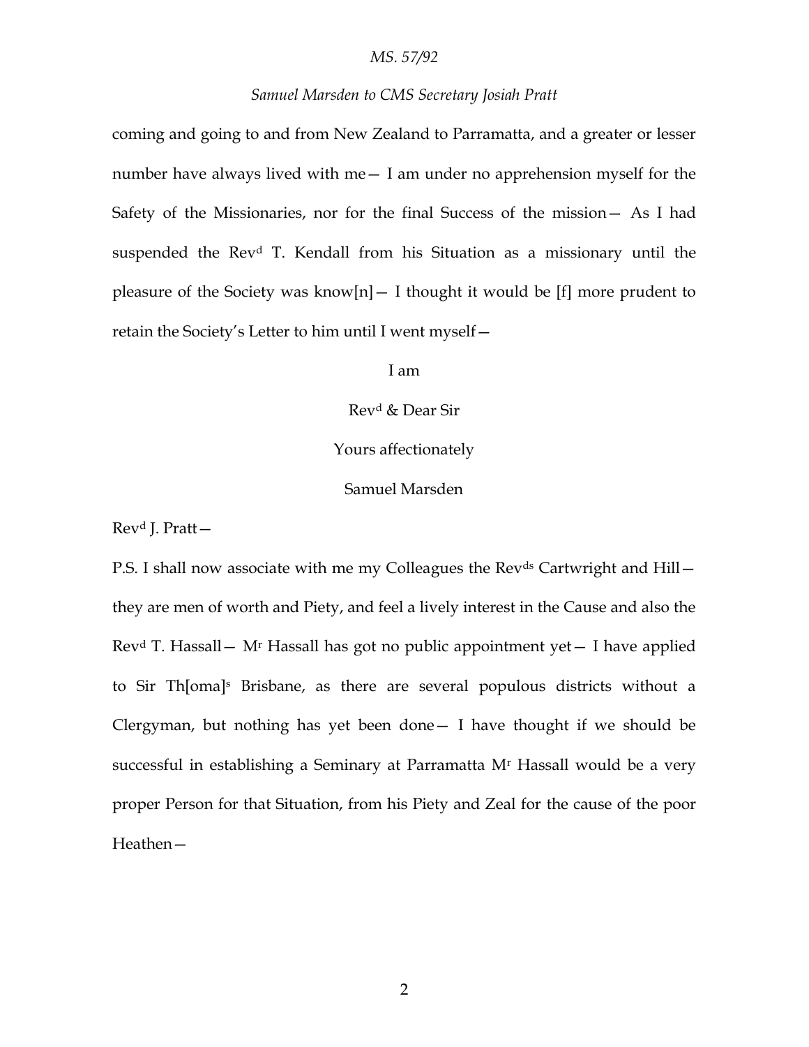coming and going to and from New Zealand to Parramatta, and a greater or lesser number have always lived with me— I am under no apprehension myself for the Safety of the Missionaries, nor for the final Success of the mission— As I had suspended the Rev[d] T. Kendall from his Situation as a missionary until the pleasure of the Society was know[n]— I thought it would be [f] more prudent to retain the Society's Letter to him until I went myself—

I am

Rev[d] & Dear Sir

Yours affectionately

Samuel Marsden

Rev[d] J. Pratt—

P.S. I shall now associate with me my Colleagues the Rev[ds] Cartwright and Hill— they are men of worth and Piety, and feel a lively interest in the Cause and also the Rev[d] T. Hassall— M[r] Hassall has got no public appointment yet— I have applied to Sir Th[oma][s] Brisbane, as there are several populous districts without a Clergyman, but nothing has yet been done— I have thought if we should be successful in establishing a Seminary at Parramatta M[r] Hassall would be a very proper Person for that Situation, from his Piety and Zeal for the cause of the poor Heathen—